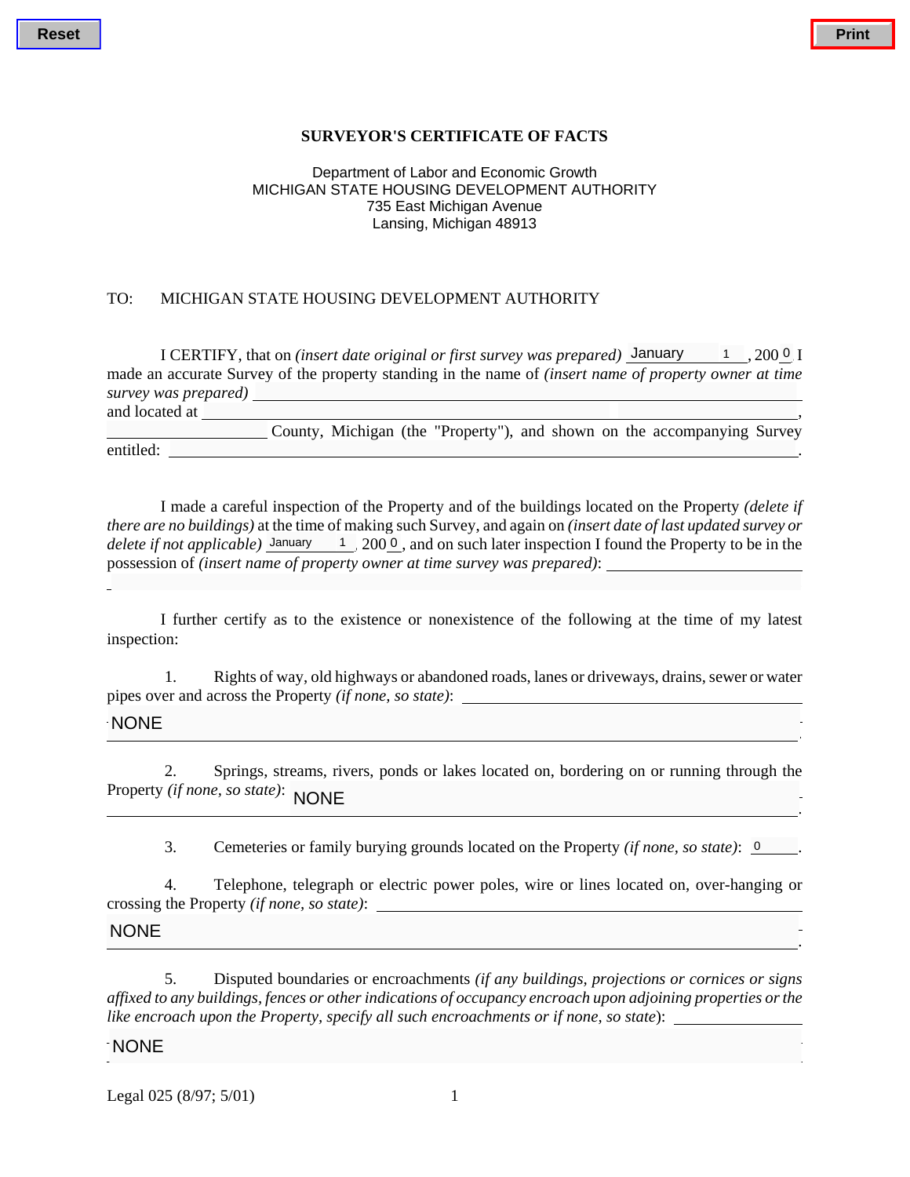Reset　　　　　　　　　　　　　　　　　　　　　　　　　　　　　　　　　　　　　Print

## SURVEYOR'S CERTIFICATE OF FACTS

Department of Labor and Economic Growth
MICHIGAN STATE HOUSING DEVELOPMENT AUTHORITY
735 East Michigan Avenue
Lansing, Michigan 48913

TO: MICHIGAN STATE HOUSING DEVELOPMENT AUTHORITY

I CERTIFY, that on *(insert date original or first survey was prepared)* January 1, 200 0 I made an accurate Survey of the property standing in the name of *(insert name of property owner at time survey was prepared)* ______________________ and located at ______________________, ______________ County, Michigan (the "Property"), and shown on the accompanying Survey entitled: ______________________.

I made a careful inspection of the Property and of the buildings located on the Property *(delete if there are no buildings)* at the time of making such Survey, and again on *(insert date of last updated survey or delete if not applicable)* January 1, 200 0, and on such later inspection I found the Property to be in the possession of *(insert name of property owner at time survey was prepared)*: ______________________

I further certify as to the existence or nonexistence of the following at the time of my latest inspection:

1. Rights of way, old highways or abandoned roads, lanes or driveways, drains, sewer or water pipes over and across the Property *(if none, so state)*: NONE.

2. Springs, streams, rivers, ponds or lakes located on, bordering on or running through the Property *(if none, so state)*: NONE.

3. Cemeteries or family burying grounds located on the Property *(if none, so state)*: 0.

4. Telephone, telegraph or electric power poles, wire or lines located on, over-hanging or crossing the Property *(if none, so state)*: NONE.

5. Disputed boundaries or encroachments *(if any buildings, projections or cornices or signs affixed to any buildings, fences or other indications of occupancy encroach upon adjoining properties or the like encroach upon the Property, specify all such encroachments or if none, so state)*: NONE.

Legal 025 (8/97; 5/01)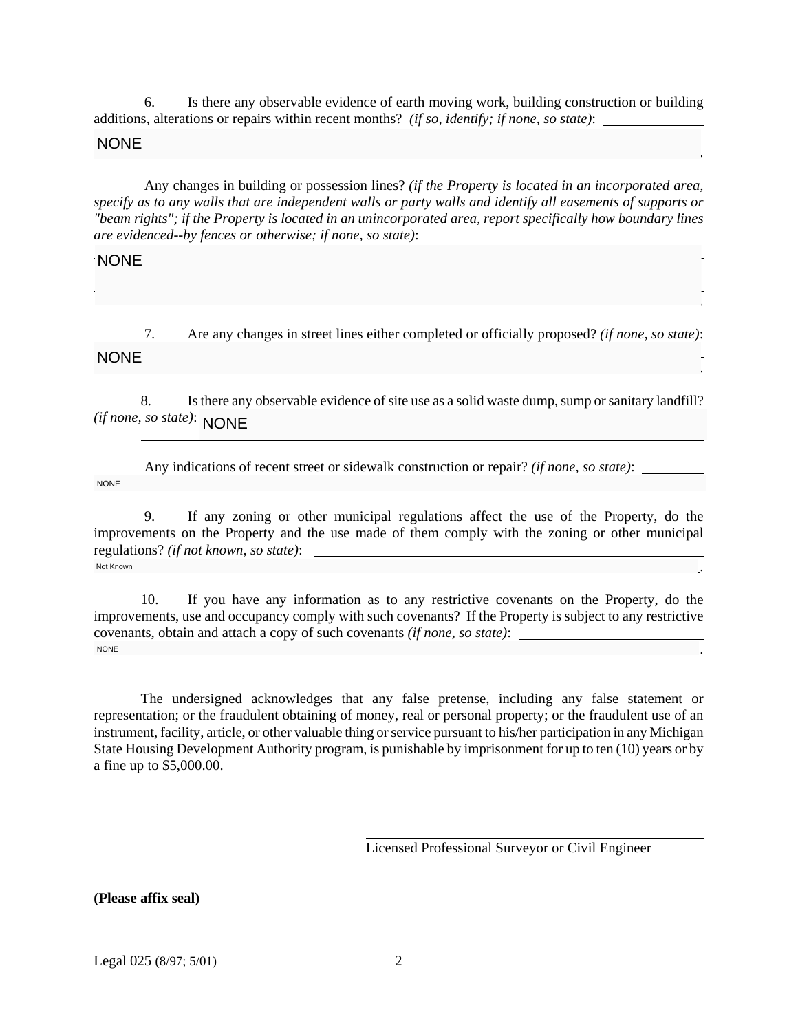6. Is there any observable evidence of earth moving work, building construction or building additions, alterations or repairs within recent months? *(if so, identify; if none, so state)*:

NONE

Any changes in building or possession lines? *(if the Property is located in an incorporated area, specify as to any walls that are independent walls or party walls and identify all easements of supports or "beam rights"; if the Property is located in an unincorporated area, report specifically how boundary lines are evidenced--by fences or otherwise; if none, so state)*:

NONE

7. Are any changes in street lines either completed or officially proposed? *(if none, so state)*:

NONE

8. Is there any observable evidence of site use as a solid waste dump, sump or sanitary landfill? *(if none, so state)*: NONE

Any indications of recent street or sidewalk construction or repair? *(if none, so state)*:

NONE

9. If any zoning or other municipal regulations affect the use of the Property, do the improvements on the Property and the use made of them comply with the zoning or other municipal regulations? *(if not known, so state)*:

Not Known

10. If you have any information as to any restrictive covenants on the Property, do the improvements, use and occupancy comply with such covenants? If the Property is subject to any restrictive covenants, obtain and attach a copy of such covenants *(if none, so state)*:

NONE

The undersigned acknowledges that any false pretense, including any false statement or representation; or the fraudulent obtaining of money, real or personal property; or the fraudulent use of an instrument, facility, article, or other valuable thing or service pursuant to his/her participation in any Michigan State Housing Development Authority program, is punishable by imprisonment for up to ten (10) years or by a fine up to $5,000.00.

\_\_\_\_\_\_\_\_\_\_\_\_\_\_\_\_\_\_\_\_\_\_\_\_\_\_\_\_\_\_\_\_\_\_\_\_\_\_\_\_

Licensed Professional Surveyor or Civil Engineer

**(Please affix seal)**

Legal 025 (8/97; 5/01)